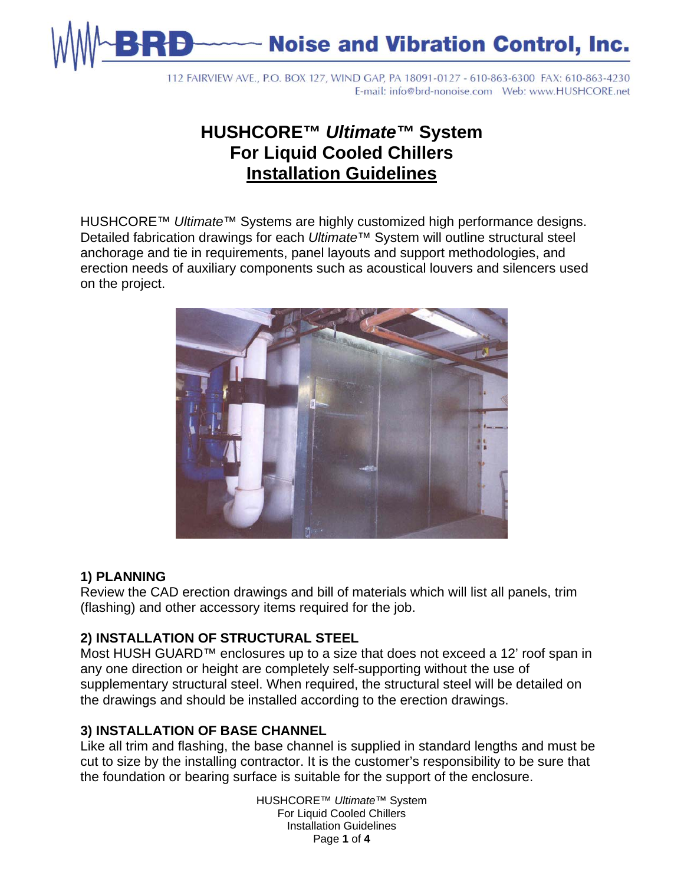BRD Noise and Vibration Control, Inc.

112 FAIRVIEW AVE., P.O. BOX 127, WIND GAP, PA 18091-0127 - 610-863-6300 FAX: 610-863-4230
E-mail: info@brd-nonoise.com Web: www.HUSHCORE.net

# HUSHCORE™ *Ultimate*™ System For Liquid Cooled Chillers Installation Guidelines

HUSHCORE™ *Ultimate*™ Systems are highly customized high performance designs. Detailed fabrication drawings for each *Ultimate*™ System will outline structural steel anchorage and tie in requirements, panel layouts and support methodologies, and erection needs of auxiliary components such as acoustical louvers and silencers used on the project.

### 1) PLANNING

Review the CAD erection drawings and bill of materials which will list all panels, trim (flashing) and other accessory items required for the job.

### 2) INSTALLATION OF STRUCTURAL STEEL

Most HUSH GUARD™ enclosures up to a size that does not exceed a 12' roof span in any one direction or height are completely self-supporting without the use of supplementary structural steel. When required, the structural steel will be detailed on the drawings and should be installed according to the erection drawings.

### 3) INSTALLATION OF BASE CHANNEL

Like all trim and flashing, the base channel is supplied in standard lengths and must be cut to size by the installing contractor. It is the customer's responsibility to be sure that the foundation or bearing surface is suitable for the support of the enclosure.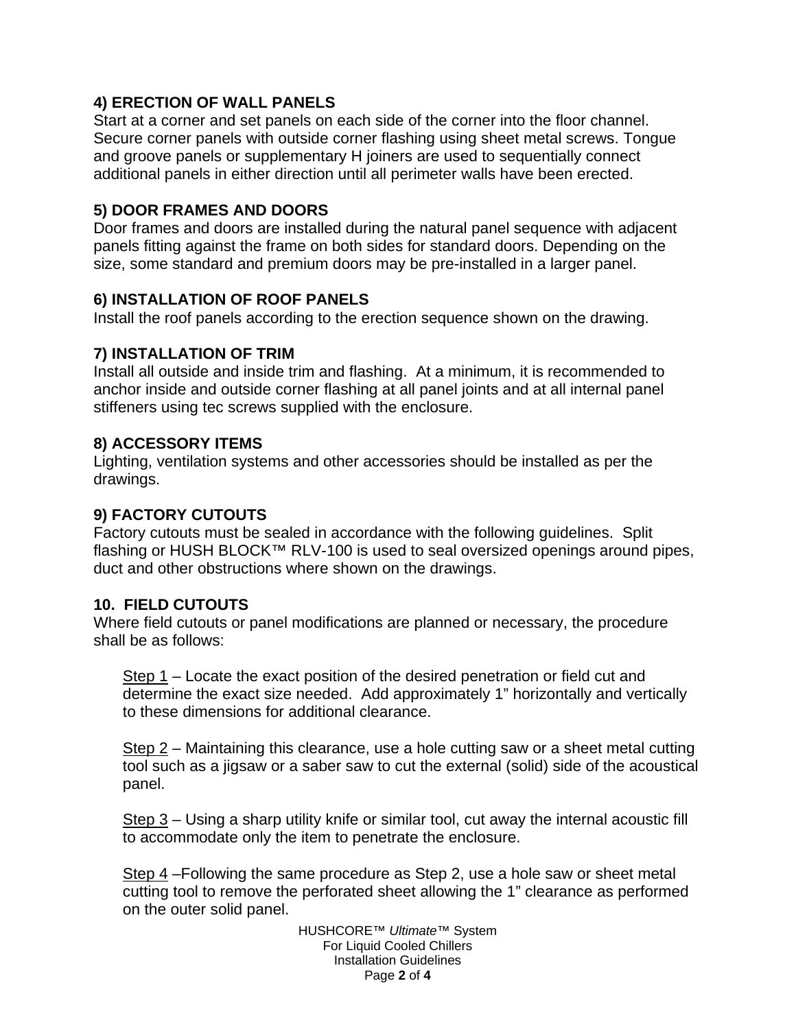### 4) ERECTION OF WALL PANELS

Start at a corner and set panels on each side of the corner into the floor channel. Secure corner panels with outside corner flashing using sheet metal screws. Tongue and groove panels or supplementary H joiners are used to sequentially connect additional panels in either direction until all perimeter walls have been erected.

### 5) DOOR FRAMES AND DOORS

Door frames and doors are installed during the natural panel sequence with adjacent panels fitting against the frame on both sides for standard doors. Depending on the size, some standard and premium doors may be pre-installed in a larger panel.

### 6) INSTALLATION OF ROOF PANELS

Install the roof panels according to the erection sequence shown on the drawing.

### 7) INSTALLATION OF TRIM

Install all outside and inside trim and flashing. At a minimum, it is recommended to anchor inside and outside corner flashing at all panel joints and at all internal panel stiffeners using tec screws supplied with the enclosure.

### 8) ACCESSORY ITEMS

Lighting, ventilation systems and other accessories should be installed as per the drawings.

### 9) FACTORY CUTOUTS

Factory cutouts must be sealed in accordance with the following guidelines. Split flashing or HUSH BLOCK™ RLV-100 is used to seal oversized openings around pipes, duct and other obstructions where shown on the drawings.

### 10. FIELD CUTOUTS

Where field cutouts or panel modifications are planned or necessary, the procedure shall be as follows:

Step 1 – Locate the exact position of the desired penetration or field cut and determine the exact size needed. Add approximately 1" horizontally and vertically to these dimensions for additional clearance.

Step 2 – Maintaining this clearance, use a hole cutting saw or a sheet metal cutting tool such as a jigsaw or a saber saw to cut the external (solid) side of the acoustical panel.

Step 3 – Using a sharp utility knife or similar tool, cut away the internal acoustic fill to accommodate only the item to penetrate the enclosure.

Step 4 –Following the same procedure as Step 2, use a hole saw or sheet metal cutting tool to remove the perforated sheet allowing the 1" clearance as performed on the outer solid panel.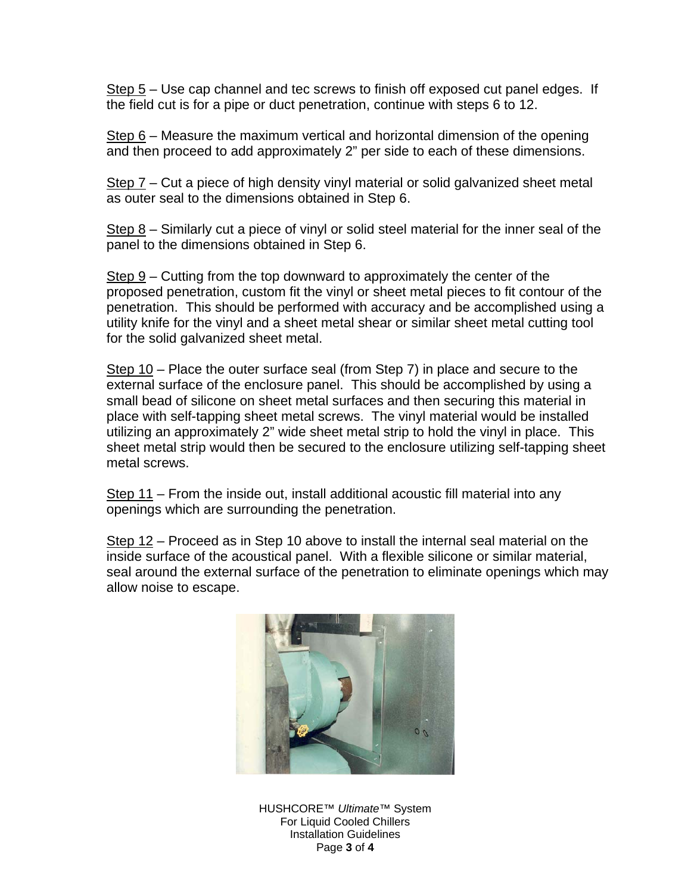Step 5 – Use cap channel and tec screws to finish off exposed cut panel edges. If the field cut is for a pipe or duct penetration, continue with steps 6 to 12.

Step 6 – Measure the maximum vertical and horizontal dimension of the opening and then proceed to add approximately 2" per side to each of these dimensions.

Step 7 – Cut a piece of high density vinyl material or solid galvanized sheet metal as outer seal to the dimensions obtained in Step 6.

Step 8 – Similarly cut a piece of vinyl or solid steel material for the inner seal of the panel to the dimensions obtained in Step 6.

Step 9 – Cutting from the top downward to approximately the center of the proposed penetration, custom fit the vinyl or sheet metal pieces to fit contour of the penetration. This should be performed with accuracy and be accomplished using a utility knife for the vinyl and a sheet metal shear or similar sheet metal cutting tool for the solid galvanized sheet metal.

Step 10 – Place the outer surface seal (from Step 7) in place and secure to the external surface of the enclosure panel. This should be accomplished by using a small bead of silicone on sheet metal surfaces and then securing this material in place with self-tapping sheet metal screws. The vinyl material would be installed utilizing an approximately 2" wide sheet metal strip to hold the vinyl in place. This sheet metal strip would then be secured to the enclosure utilizing self-tapping sheet metal screws.

Step 11 – From the inside out, install additional acoustic fill material into any openings which are surrounding the penetration.

Step 12 – Proceed as in Step 10 above to install the internal seal material on the inside surface of the acoustical panel. With a flexible silicone or similar material, seal around the external surface of the penetration to eliminate openings which may allow noise to escape.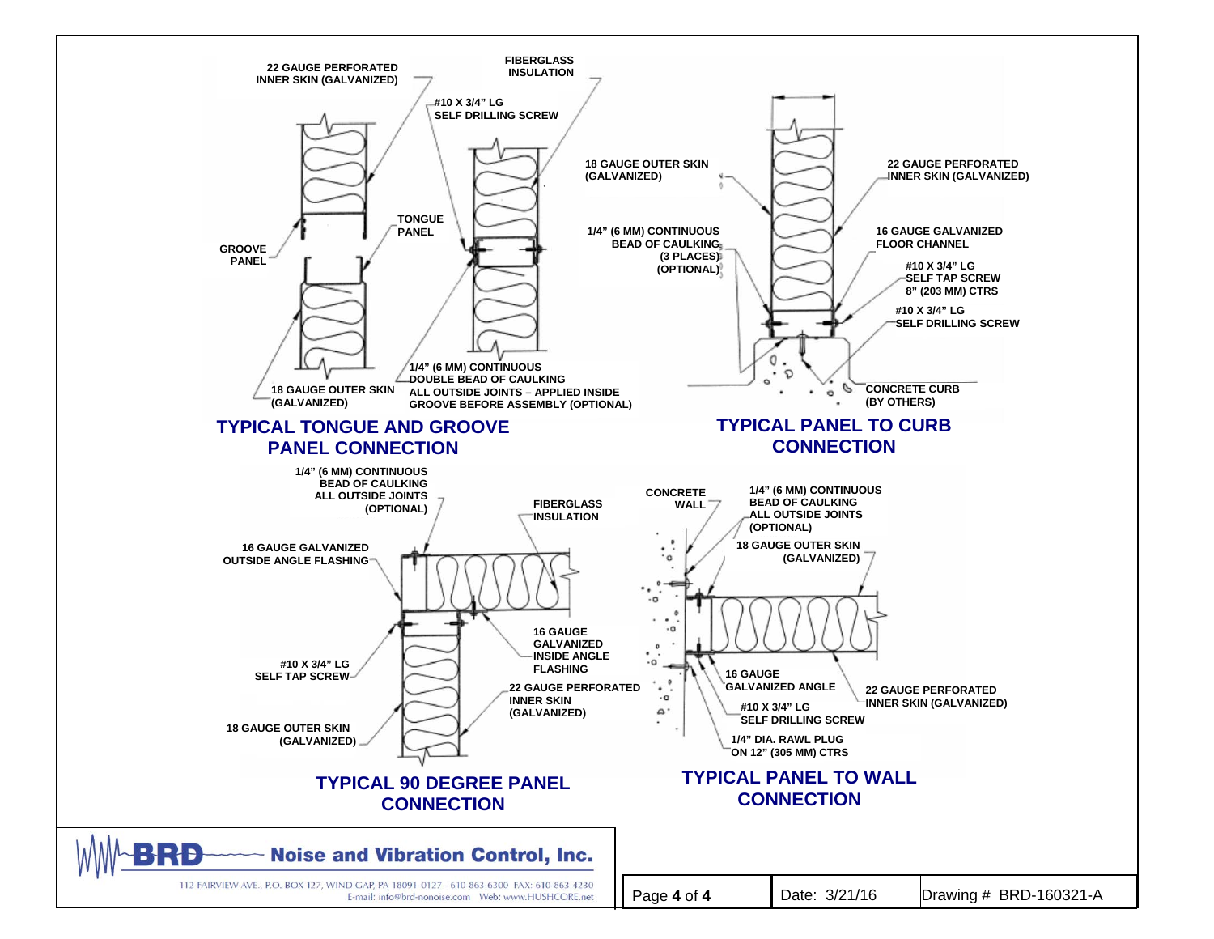## TYPICAL TONGUE AND GROOVE PANEL CONNECTION

22 GAUGE PERFORATED INNER SKIN (GALVANIZED)

FIBERGLASS INSULATION

#10 X 3/4" LG SELF DRILLING SCREW

TONGUE PANEL

GROOVE PANEL

18 GAUGE OUTER SKIN (GALVANIZED)

1/4" (6 MM) CONTINUOUS DOUBLE BEAD OF CAULKING ALL OUTSIDE JOINTS – APPLIED INSIDE GROOVE BEFORE ASSEMBLY (OPTIONAL)

## TYPICAL PANEL TO CURB CONNECTION

18 GAUGE OUTER SKIN (GALVANIZED)

22 GAUGE PERFORATED INNER SKIN (GALVANIZED)

1/4" (6 MM) CONTINUOUS BEAD OF CAULKING (3 PLACES) (OPTIONAL)

16 GAUGE GALVANIZED FLOOR CHANNEL

#10 X 3/4" LG SELF TAP SCREW 8" (203 MM) CTRS

#10 X 3/4" LG SELF DRILLING SCREW

CONCRETE CURB (BY OTHERS)

## TYPICAL 90 DEGREE PANEL CONNECTION

1/4" (6 MM) CONTINUOUS BEAD OF CAULKING ALL OUTSIDE JOINTS (OPTIONAL)

FIBERGLASS INSULATION

16 GAUGE GALVANIZED OUTSIDE ANGLE FLASHING

16 GAUGE GALVANIZED INSIDE ANGLE FLASHING

#10 X 3/4" LG SELF TAP SCREW

22 GAUGE PERFORATED INNER SKIN (GALVANIZED)

18 GAUGE OUTER SKIN (GALVANIZED)

## TYPICAL PANEL TO WALL CONNECTION

CONCRETE WALL

1/4" (6 MM) CONTINUOUS BEAD OF CAULKING ALL OUTSIDE JOINTS (OPTIONAL)

18 GAUGE OUTER SKIN (GALVANIZED)

16 GAUGE GALVANIZED ANGLE

22 GAUGE PERFORATED INNER SKIN (GALVANIZED)

#10 X 3/4" LG SELF DRILLING SCREW

1/4" DIA. RAWL PLUG ON 12" (305 MM) CTRS

---

BRD Noise and Vibration Control, Inc.

112 FAIRVIEW AVE., P.O. BOX 127, WIND GAP, PA 18091-0127 - 610-863-6300 FAX: 610-863-4230
E-mail: info@brd-nonoise.com Web: www.HUSHCORE.net

| | | |
|---|---|---|
| Page **4** of **4** | Date: 3/21/16 | Drawing # BRD-160321-A |